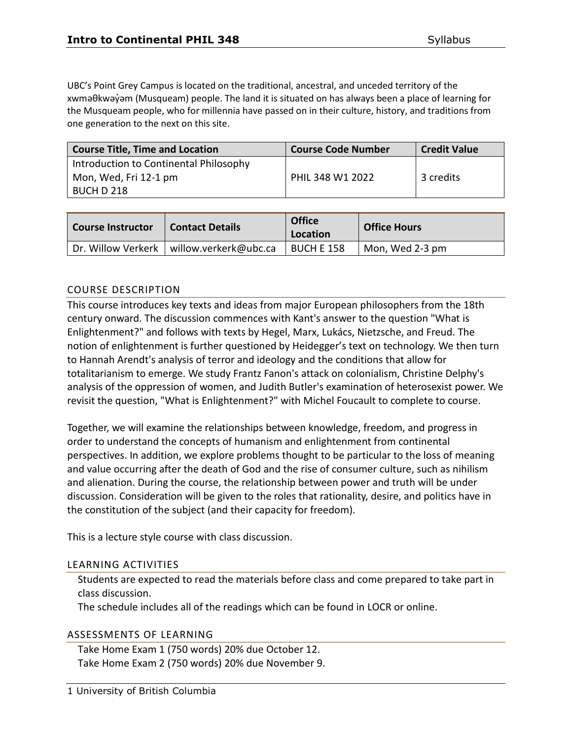UBC's Point Grey Campus is located on the traditional, ancestral, and unceded territory of the xwməθkwəy̓əm (Musqueam) people. The land it is situated on has always been a place of learning for the Musqueam people, who for millennia have passed on in their culture, history, and traditions from one generation to the next on this site.

| Course Title, Time and Location | Course Code Number | Credit Value |
|---|---|---|
| Introduction to Continental Philosophy<br>Mon, Wed, Fri 12-1 pm<br>BUCH D 218 | PHIL 348 W1 2022 | 3 credits |

| Course Instructor | Contact Details | Office Location | Office Hours |
|---|---|---|---|
| Dr. Willow Verkerk | willow.verkerk@ubc.ca | BUCH E 158 | Mon, Wed 2-3 pm |

## COURSE DESCRIPTION

This course introduces key texts and ideas from major European philosophers from the 18th century onward. The discussion commences with Kant's answer to the question "What is Enlightenment?" and follows with texts by Hegel, Marx, Lukács, Nietzsche, and Freud. The notion of enlightenment is further questioned by Heidegger's text on technology. We then turn to Hannah Arendt's analysis of terror and ideology and the conditions that allow for totalitarianism to emerge. We study Frantz Fanon's attack on colonialism, Christine Delphy's analysis of the oppression of women, and Judith Butler's examination of heterosexist power. We revisit the question, "What is Enlightenment?" with Michel Foucault to complete to course.

Together, we will examine the relationships between knowledge, freedom, and progress in order to understand the concepts of humanism and enlightenment from continental perspectives. In addition, we explore problems thought to be particular to the loss of meaning and value occurring after the death of God and the rise of consumer culture, such as nihilism and alienation. During the course, the relationship between power and truth will be under discussion. Consideration will be given to the roles that rationality, desire, and politics have in the constitution of the subject (and their capacity for freedom).

This is a lecture style course with class discussion.

## LEARNING ACTIVITIES

Students are expected to read the materials before class and come prepared to take part in class discussion.
The schedule includes all of the readings which can be found in LOCR or online.

## ASSESSMENTS OF LEARNING

Take Home Exam 1 (750 words) 20% due October 12.
Take Home Exam 2 (750 words) 20% due November 9.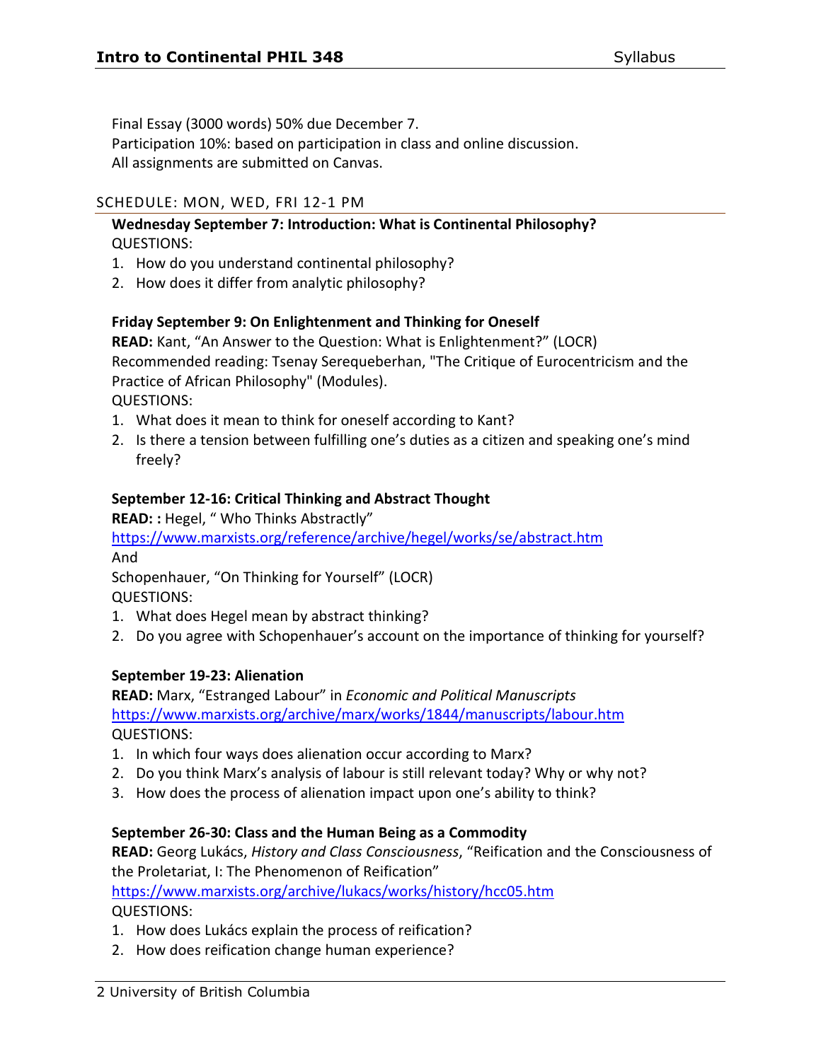Final Essay (3000 words) 50% due December 7.
Participation 10%: based on participation in class and online discussion.
All assignments are submitted on Canvas.

## SCHEDULE: MON, WED, FRI 12-1 PM

**Wednesday September 7: Introduction: What is Continental Philosophy?**
QUESTIONS:

1. How do you understand continental philosophy?
2. How does it differ from analytic philosophy?

**Friday September 9: On Enlightenment and Thinking for Oneself**
**READ:** Kant, "An Answer to the Question: What is Enlightenment?" (LOCR)
Recommended reading: Tsenay Serequeberhan, "The Critique of Eurocentricism and the Practice of African Philosophy" (Modules).
QUESTIONS:

1. What does it mean to think for oneself according to Kant?
2. Is there a tension between fulfilling one's duties as a citizen and speaking one's mind freely?

**September 12-16: Critical Thinking and Abstract Thought**
**READ: :** Hegel, " Who Thinks Abstractly"
https://www.marxists.org/reference/archive/hegel/works/se/abstract.htm
And
Schopenhauer, "On Thinking for Yourself" (LOCR)
QUESTIONS:

1. What does Hegel mean by abstract thinking?
2. Do you agree with Schopenhauer's account on the importance of thinking for yourself?

**September 19-23: Alienation**
**READ:** Marx, "Estranged Labour" in *Economic and Political Manuscripts*
https://www.marxists.org/archive/marx/works/1844/manuscripts/labour.htm
QUESTIONS:

1. In which four ways does alienation occur according to Marx?
2. Do you think Marx's analysis of labour is still relevant today? Why or why not?
3. How does the process of alienation impact upon one's ability to think?

**September 26-30: Class and the Human Being as a Commodity**
**READ:** Georg Lukács, *History and Class Consciousness*, "Reification and the Consciousness of the Proletariat, I: The Phenomenon of Reification"
https://www.marxists.org/archive/lukacs/works/history/hcc05.htm
QUESTIONS:

1. How does Lukács explain the process of reification?
2. How does reification change human experience?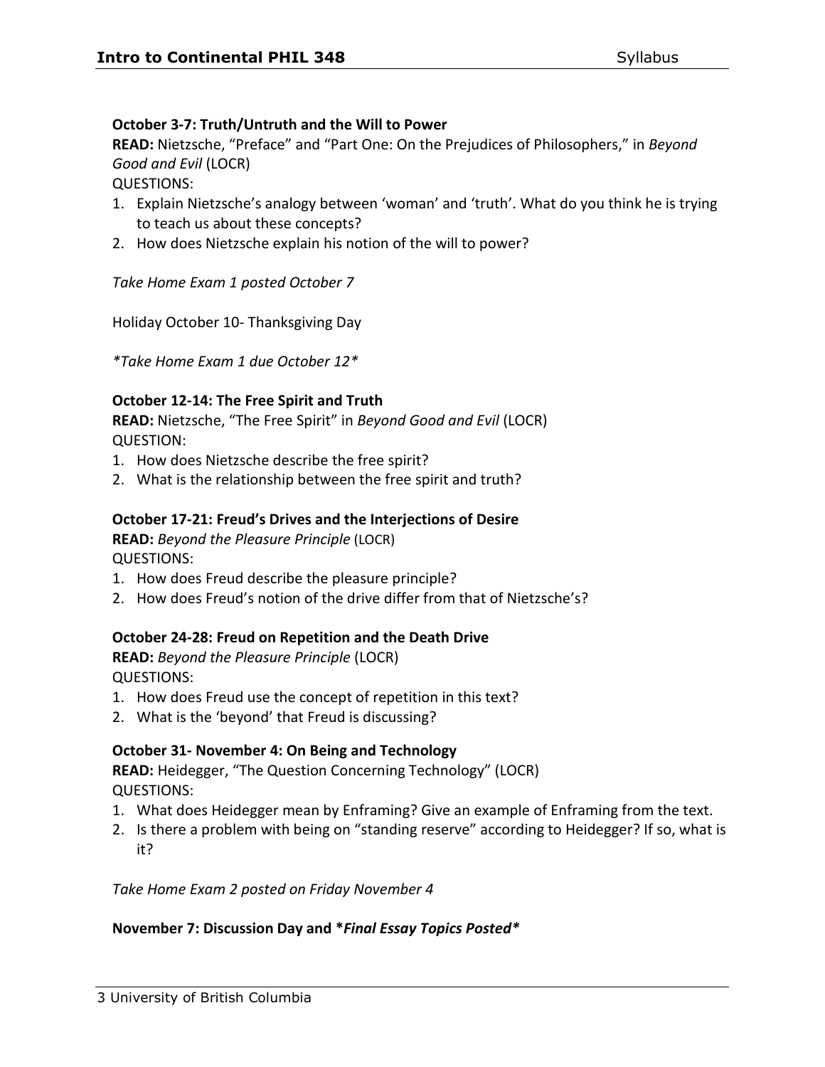**October 3-7: Truth/Untruth and the Will to Power**

**READ:** Nietzsche, "Preface" and "Part One: On the Prejudices of Philosophers," in *Beyond Good and Evil* (LOCR)

QUESTIONS:

1. Explain Nietzsche's analogy between 'woman' and 'truth'. What do you think he is trying to teach us about these concepts?
2. How does Nietzsche explain his notion of the will to power?

*Take Home Exam 1 posted October 7*

Holiday October 10- Thanksgiving Day

**Take Home Exam 1 due October 12**

**October 12-14: The Free Spirit and Truth**

**READ:** Nietzsche, "The Free Spirit" in *Beyond Good and Evil* (LOCR)

QUESTION:

1. How does Nietzsche describe the free spirit?
2. What is the relationship between the free spirit and truth?

**October 17-21: Freud's Drives and the Interjections of Desire**

**READ:** *Beyond the Pleasure Principle* (LOCR)

QUESTIONS:

1. How does Freud describe the pleasure principle?
2. How does Freud's notion of the drive differ from that of Nietzsche's?

**October 24-28: Freud on Repetition and the Death Drive**

**READ:** *Beyond the Pleasure Principle* (LOCR)

QUESTIONS:

1. How does Freud use the concept of repetition in this text?
2. What is the 'beyond' that Freud is discussing?

**October 31- November 4: On Being and Technology**

**READ:** Heidegger, "The Question Concerning Technology" (LOCR)

QUESTIONS:

1. What does Heidegger mean by Enframing? Give an example of Enframing from the text.
2. Is there a problem with being on "standing reserve" according to Heidegger? If so, what is it?

*Take Home Exam 2 posted on Friday November 4*

**November 7: Discussion Day and *Final Essay Topics Posted***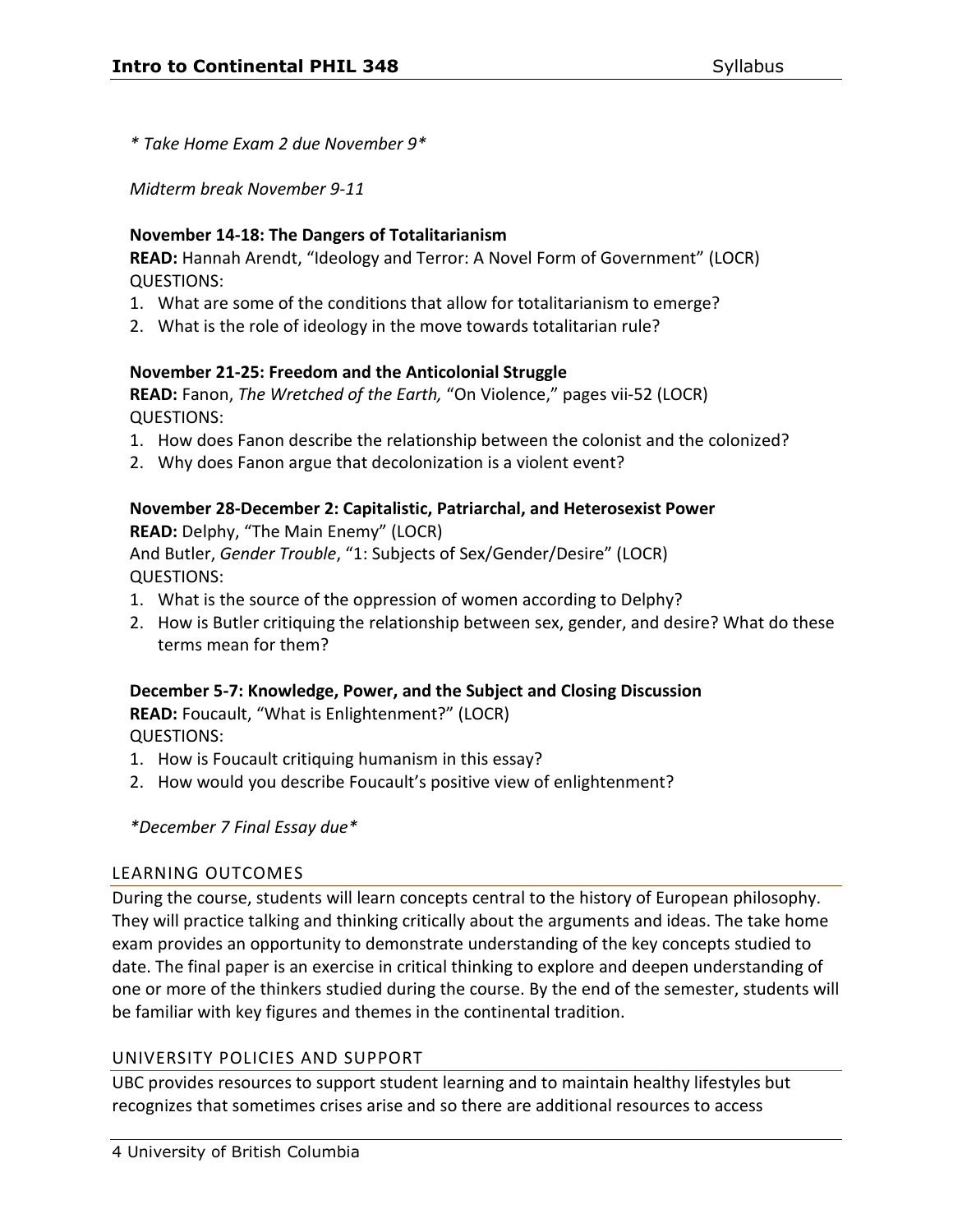*\* Take Home Exam 2 due November 9\**

*Midterm break November 9-11*

**November 14-18: The Dangers of Totalitarianism**
**READ:** Hannah Arendt, "Ideology and Terror: A Novel Form of Government" (LOCR)
QUESTIONS:

1. What are some of the conditions that allow for totalitarianism to emerge?
2. What is the role of ideology in the move towards totalitarian rule?

**November 21-25: Freedom and the Anticolonial Struggle**
**READ:** Fanon, *The Wretched of the Earth,* "On Violence," pages vii-52 (LOCR)
QUESTIONS:

1. How does Fanon describe the relationship between the colonist and the colonized?
2. Why does Fanon argue that decolonization is a violent event?

**November 28-December 2: Capitalistic, Patriarchal, and Heterosexist Power**
**READ:** Delphy, "The Main Enemy" (LOCR)
And Butler, *Gender Trouble*, "1: Subjects of Sex/Gender/Desire" (LOCR)
QUESTIONS:

1. What is the source of the oppression of women according to Delphy?
2. How is Butler critiquing the relationship between sex, gender, and desire? What do these terms mean for them?

**December 5-7: Knowledge, Power, and the Subject and Closing Discussion**
**READ:** Foucault, "What is Enlightenment?" (LOCR)
QUESTIONS:

1. How is Foucault critiquing humanism in this essay?
2. How would you describe Foucault's positive view of enlightenment?

*\*December 7 Final Essay due\**

## LEARNING OUTCOMES

During the course, students will learn concepts central to the history of European philosophy. They will practice talking and thinking critically about the arguments and ideas. The take home exam provides an opportunity to demonstrate understanding of the key concepts studied to date. The final paper is an exercise in critical thinking to explore and deepen understanding of one or more of the thinkers studied during the course. By the end of the semester, students will be familiar with key figures and themes in the continental tradition.

## UNIVERSITY POLICIES AND SUPPORT

UBC provides resources to support student learning and to maintain healthy lifestyles but recognizes that sometimes crises arise and so there are additional resources to access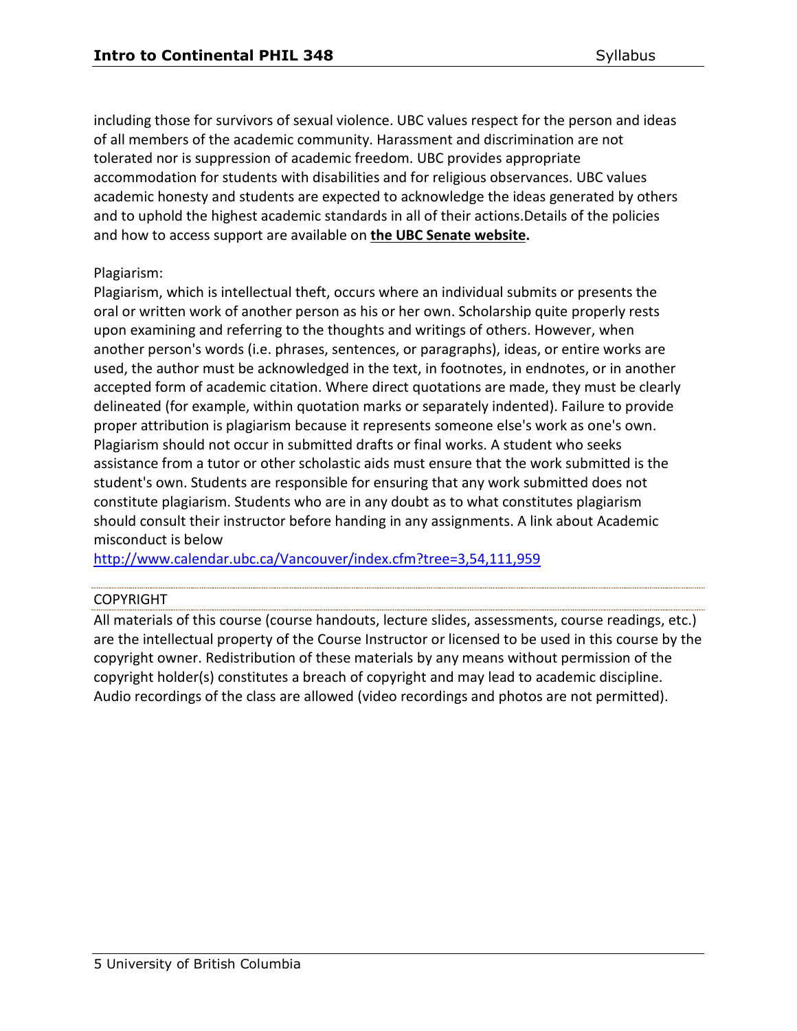including those for survivors of sexual violence. UBC values respect for the person and ideas of all members of the academic community. Harassment and discrimination are not tolerated nor is suppression of academic freedom. UBC provides appropriate accommodation for students with disabilities and for religious observances. UBC values academic honesty and students are expected to acknowledge the ideas generated by others and to uphold the highest academic standards in all of their actions.Details of the policies and how to access support are available on **the UBC Senate website.**

Plagiarism:

Plagiarism, which is intellectual theft, occurs where an individual submits or presents the oral or written work of another person as his or her own. Scholarship quite properly rests upon examining and referring to the thoughts and writings of others. However, when another person's words (i.e. phrases, sentences, or paragraphs), ideas, or entire works are used, the author must be acknowledged in the text, in footnotes, in endnotes, or in another accepted form of academic citation. Where direct quotations are made, they must be clearly delineated (for example, within quotation marks or separately indented). Failure to provide proper attribution is plagiarism because it represents someone else's work as one's own. Plagiarism should not occur in submitted drafts or final works. A student who seeks assistance from a tutor or other scholastic aids must ensure that the work submitted is the student's own. Students are responsible for ensuring that any work submitted does not constitute plagiarism. Students who are in any doubt as to what constitutes plagiarism should consult their instructor before handing in any assignments. A link about Academic misconduct is below

http://www.calendar.ubc.ca/Vancouver/index.cfm?tree=3,54,111,959

COPYRIGHT

All materials of this course (course handouts, lecture slides, assessments, course readings, etc.) are the intellectual property of the Course Instructor or licensed to be used in this course by the copyright owner. Redistribution of these materials by any means without permission of the copyright holder(s) constitutes a breach of copyright and may lead to academic discipline. Audio recordings of the class are allowed (video recordings and photos are not permitted).